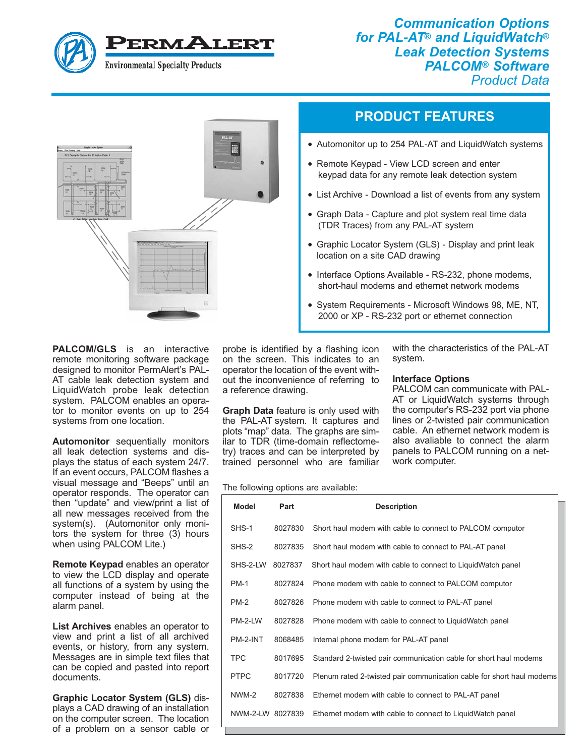# Communication Options for PAL-AT® and LiquidWatch® Leak Detection Systems PALCOM® Software

*Product Data*

PERMALERT

Environmental Specialty Products

## PRODUCT FEATURES

- Automonitor up to 254 PAL-AT and LiquidWatch systems
- Remote Keypad - View LCD screen and enter keypad data for any remote leak detection system
- List Archive - Download a list of events from any system
- Graph Data - Capture and plot system real time data (TDR Traces) from any PAL-AT system
- Graphic Locator System (GLS) - Display and print leak location on a site CAD drawing
- Interface Options Available - RS-232, phone modems, short-haul modems and ethernet network modems
- System Requirements - Microsoft Windows 98, ME, NT, 2000 or XP - RS-232 port or ethernet connection

**PALCOM/GLS** is an interactive remote monitoring software package designed to monitor PermAlert's PAL-AT cable leak detection system and LiquidWatch probe leak detection system. PALCOM enables an operator to monitor events on up to 254 systems from one location.

**Automonitor** sequentially monitors all leak detection systems and displays the status of each system 24/7. If an event occurs, PALCOM flashes a visual message and "Beeps" until an operator responds. The operator can then "update" and view/print a list of all new messages received from the system(s). (Automonitor only monitors the system for three (3) hours when using PALCOM Lite.)

**Remote Keypad** enables an operator to view the LCD display and operate all functions of a system by using the computer instead of being at the alarm panel.

**List Archives** enables an operator to view and print a list of all archived events, or history, from any system. Messages are in simple text files that can be copied and pasted into report documents.

**Graphic Locator System (GLS)** displays a CAD drawing of an installation on the computer screen. The location of a problem on a sensor cable or probe is identified by a flashing icon on the screen. This indicates to an operator the location of the event without the inconvenience of referring to a reference drawing.

**Graph Data** feature is only used with the PAL-AT system. It captures and plots "map" data. The graphs are similar to TDR (time-domain reflectometry) traces and can be interpreted by trained personnel who are familiar with the characteristics of the PAL-AT system.

### Interface Options

PALCOM can communicate with PAL-AT or LiquidWatch systems through the computer's RS-232 port via phone lines or 2-twisted pair communication cable. An ethernet network modem is also avaliable to connect the alarm panels to PALCOM running on a network computer.

The following options are available:

| Model | Part | Description |
|---|---|---|
| SHS-1 | 8027830 | Short haul modem with cable to connect to PALCOM computor |
| SHS-2 | 8027835 | Short haul modem with cable to connect to PAL-AT panel |
| SHS-2-LW | 8027837 | Short haul modem with cable to connect to LiquidWatch panel |
| PM-1 | 8027824 | Phone modem with cable to connect to PALCOM computor |
| PM-2 | 8027826 | Phone modem with cable to connect to PAL-AT panel |
| PM-2-LW | 8027828 | Phone modem with cable to connect to LiquidWatch panel |
| PM-2-INT | 8068485 | Internal phone modem for PAL-AT panel |
| TPC | 8017695 | Standard 2-twisted pair communication cable for short haul modems |
| PTPC | 8017720 | Plenum rated 2-twisted pair communication cable for short haul modems |
| NWM-2 | 8027838 | Ethernet modem with cable to connect to PAL-AT panel |
| NWM-2-LW | 8027839 | Ethernet modem with cable to connect to LiquidWatch panel |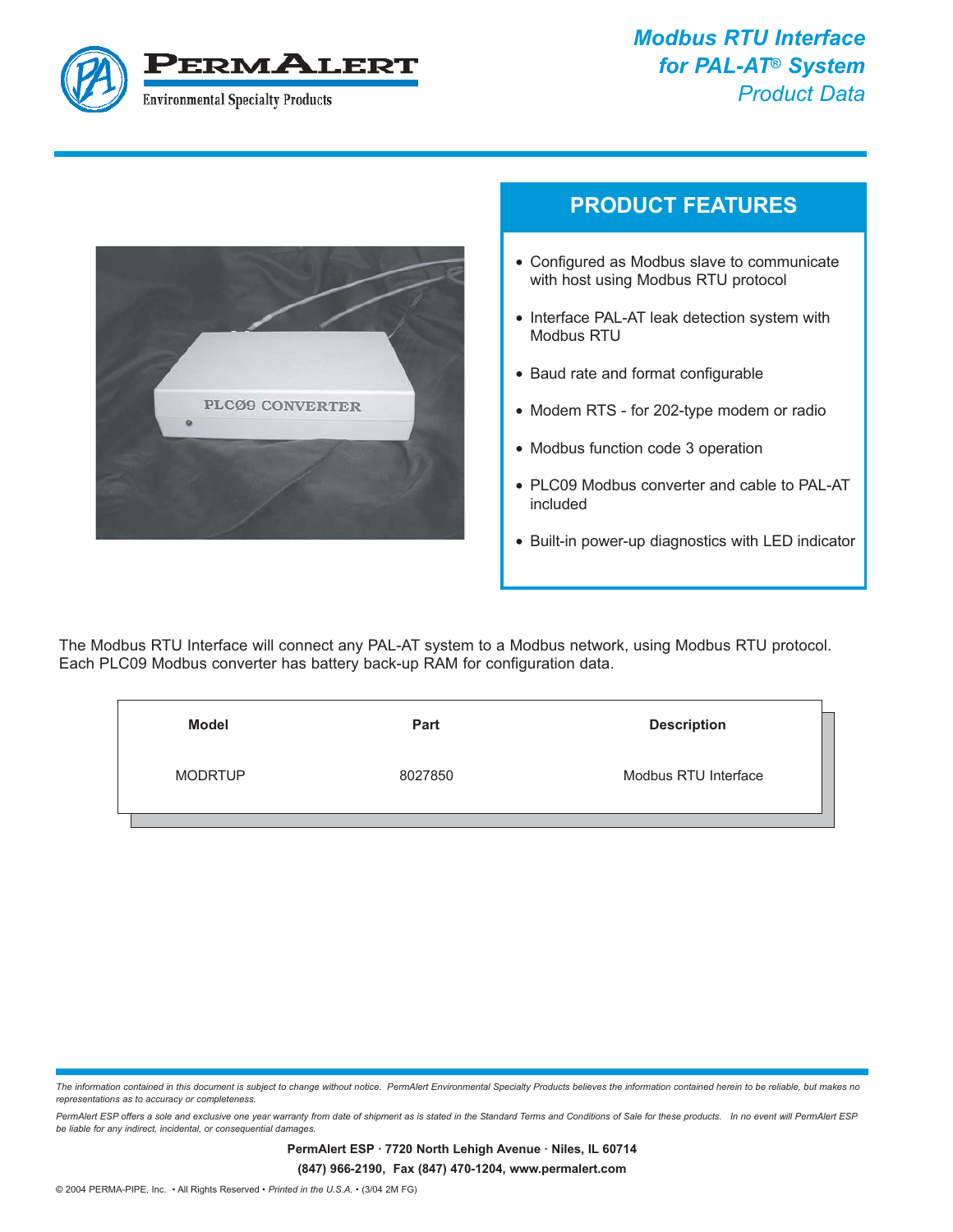# Modbus RTU Interface for PAL-AT® System

*Product Data*

PermAlert

Environmental Specialty Products

## PRODUCT FEATURES

- Configured as Modbus slave to communicate with host using Modbus RTU protocol
- Interface PAL-AT leak detection system with Modbus RTU
- Baud rate and format configurable
- Modem RTS - for 202-type modem or radio
- Modbus function code 3 operation
- PLC09 Modbus converter and cable to PAL-AT included
- Built-in power-up diagnostics with LED indicator

The Modbus RTU Interface will connect any PAL-AT system to a Modbus network, using Modbus RTU protocol. Each PLC09 Modbus converter has battery back-up RAM for configuration data.

| Model | Part | Description |
|---|---|---|
| MODRTUP | 8027850 | Modbus RTU Interface |

*The information contained in this document is subject to change without notice. PermAlert Environmental Specialty Products believes the information contained herein to be reliable, but makes no representations as to accuracy or completeness.*

*PermAlert ESP offers a sole and exclusive one year warranty from date of shipment as is stated in the Standard Terms and Conditions of Sale for these products. In no event will PermAlert ESP be liable for any indirect, incidental, or consequential damages.*

**PermAlert ESP · 7720 North Lehigh Avenue · Niles, IL 60714**

**(847) 966-2190, Fax (847) 470-1204, www.permalert.com**

© 2004 PERMA-PIPE, Inc. • All Rights Reserved • *Printed in the U.S.A.* • (3/04 2M FG)